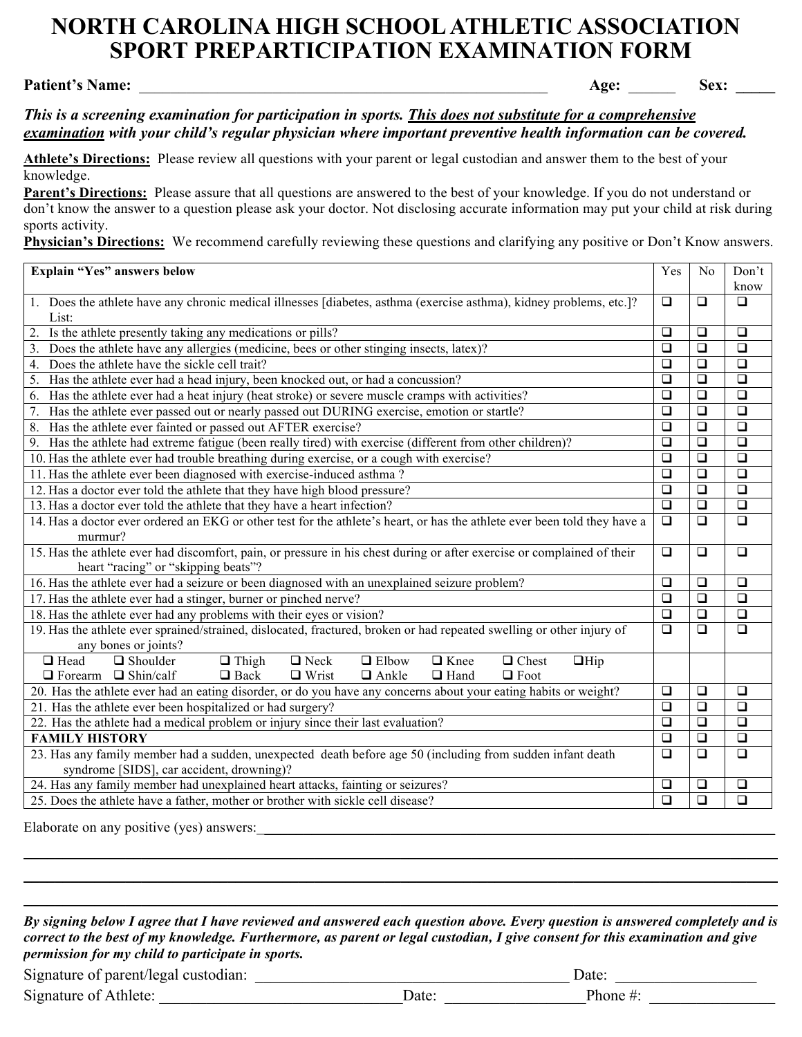# NORTH CAROLINA HIGH SCHOOL ATHLETIC ASSOCIATION
# SPORT PREPARTICIPATION EXAMINATION FORM

**Patient's Name:** ______________________________ **Age:** ______ **Sex:** _____

***This is a screening examination for participation in sports. <u>This does not substitute for a comprehensive examination</u> with your child's regular physician where important preventive health information can be covered.***

**<u>Athlete's Directions:</u>** Please review all questions with your parent or legal custodian and answer them to the best of your knowledge.

**<u>Parent's Directions:</u>** Please assure that all questions are answered to the best of your knowledge. If you do not understand or don't know the answer to a question please ask your doctor. Not disclosing accurate information may put your child at risk during sports activity.

**<u>Physician's Directions:</u>** We recommend carefully reviewing these questions and clarifying any positive or Don't Know answers.

| **Explain "Yes" answers below** | Yes | No | Don't know |
|---|---|---|---|
| 1. Does the athlete have any chronic medical illnesses [diabetes, asthma (exercise asthma), kidney problems, etc.]? List: | ❑ | ❑ | ❑ |
| 2. Is the athlete presently taking any medications or pills? | ❑ | ❑ | ❑ |
| 3. Does the athlete have any allergies (medicine, bees or other stinging insects, latex)? | ❑ | ❑ | ❑ |
| 4. Does the athlete have the sickle cell trait? | ❑ | ❑ | ❑ |
| 5. Has the athlete ever had a head injury, been knocked out, or had a concussion? | ❑ | ❑ | ❑ |
| 6. Has the athlete ever had a heat injury (heat stroke) or severe muscle cramps with activities? | ❑ | ❑ | ❑ |
| 7. Has the athlete ever passed out or nearly passed out DURING exercise, emotion or startle? | ❑ | ❑ | ❑ |
| 8. Has the athlete ever fainted or passed out AFTER exercise? | ❑ | ❑ | ❑ |
| 9. Has the athlete had extreme fatigue (been really tired) with exercise (different from other children)? | ❑ | ❑ | ❑ |
| 10. Has the athlete ever had trouble breathing during exercise, or a cough with exercise? | ❑ | ❑ | ❑ |
| 11. Has the athlete ever been diagnosed with exercise-induced asthma ? | ❑ | ❑ | ❑ |
| 12. Has a doctor ever told the athlete that they have high blood pressure? | ❑ | ❑ | ❑ |
| 13. Has a doctor ever told the athlete that they have a heart infection? | ❑ | ❑ | ❑ |
| 14. Has a doctor ever ordered an EKG or other test for the athlete's heart, or has the athlete ever been told they have a murmur? | ❑ | ❑ | ❑ |
| 15. Has the athlete ever had discomfort, pain, or pressure in his chest during or after exercise or complained of their heart "racing" or "skipping beats"? | ❑ | ❑ | ❑ |
| 16. Has the athlete ever had a seizure or been diagnosed with an unexplained seizure problem? | ❑ | ❑ | ❑ |
| 17. Has the athlete ever had a stinger, burner or pinched nerve? | ❑ | ❑ | ❑ |
| 18. Has the athlete ever had any problems with their eyes or vision? | ❑ | ❑ | ❑ |
| 19. Has the athlete ever sprained/strained, dislocated, fractured, broken or had repeated swelling or other injury of any bones or joints? | ❑ | ❑ | ❑ |
| ❑ Head ❑ Shoulder ❑ Thigh ❑ Neck ❑ Elbow ❑ Knee ❑ Chest ❑ Hip ❑ Forearm ❑ Shin/calf ❑ Back ❑ Wrist ❑ Ankle ❑ Hand ❑ Foot | | | |
| 20. Has the athlete ever had an eating disorder, or do you have any concerns about your eating habits or weight? | ❑ | ❑ | ❑ |
| 21. Has the athlete ever been hospitalized or had surgery? | ❑ | ❑ | ❑ |
| 22. Has the athlete had a medical problem or injury since their last evaluation? | ❑ | ❑ | ❑ |
| **FAMILY HISTORY** | ❑ | ❑ | ❑ |
| 23. Has any family member had a sudden, unexpected death before age 50 (including from sudden infant death syndrome [SIDS], car accident, drowning)? | ❑ | ❑ | ❑ |
| 24. Has any family member had unexplained heart attacks, fainting or seizures? | ❑ | ❑ | ❑ |
| 25. Does the athlete have a father, mother or brother with sickle cell disease? | ❑ | ❑ | ❑ |

Elaborate on any positive (yes) answers:______________________________________________

_____________________________________________________________________________

_____________________________________________________________________________

_____________________________________________________________________________

***By signing below I agree that I have reviewed and answered each question above. Every question is answered completely and is correct to the best of my knowledge. Furthermore, as parent or legal custodian, I give consent for this examination and give permission for my child to participate in sports.***

Signature of parent/legal custodian: ______________________________ Date: _______________

Signature of Athlete: ______________________ Date: _______________ Phone #: _______________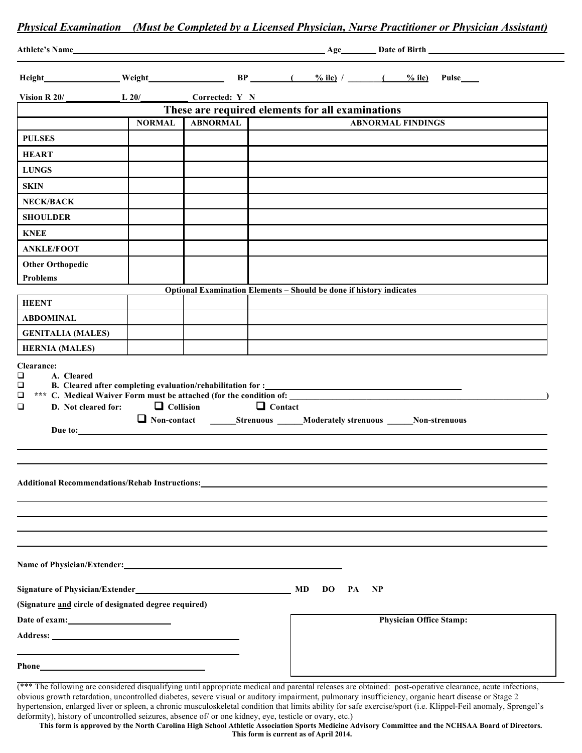***Physical Examination (Must be Completed by a Licensed Physician, Nurse Practitioner or Physician Assistant)***

**Athlete's Name** \_\_\_\_\_\_\_\_\_\_\_\_\_\_\_\_\_\_\_\_\_\_\_\_\_\_\_\_\_\_\_\_\_\_\_\_\_\_ **Age** \_\_\_\_\_\_ **Date of Birth** \_\_\_\_\_\_\_\_\_\_\_\_\_\_\_\_\_\_\_\_

**Height** \_\_\_\_\_\_\_\_\_\_\_\_ **Weight** \_\_\_\_\_\_\_\_\_\_\_\_ **BP** \_\_\_\_\_\_\_ ( \_\_\_ % ile) / \_\_\_\_\_\_\_ ( \_\_\_ % ile) **Pulse** \_\_\_\_

**Vision R 20/** \_\_\_\_\_\_\_\_ **L 20/** \_\_\_\_\_\_\_\_ **Corrected: Y N**

| These are required elements for all examinations | | | |
|---|---|---|---|
| | **NORMAL** | **ABNORMAL** | **ABNORMAL FINDINGS** |
| **PULSES** | | | |
| **HEART** | | | |
| **LUNGS** | | | |
| **SKIN** | | | |
| **NECK/BACK** | | | |
| **SHOULDER** | | | |
| **KNEE** | | | |
| **ANKLE/FOOT** | | | |
| **Other Orthopedic Problems** | | | |
| **Optional Examination Elements – Should be done if history indicates** | | | |
| **HEENT** | | | |
| **ABDOMINAL** | | | |
| **GENITALIA (MALES)** | | | |
| **HERNIA (MALES)** | | | |

**Clearance:**

- ☐ **A. Cleared**
- ☐ **B. Cleared after completing evaluation/rehabilitation for :** \_\_\_\_\_\_\_\_\_\_\_\_\_\_\_\_\_\_\_\_\_\_\_\_\_\_\_\_\_\_
- ☐ **\*\*\* C. Medical Waiver Form must be attached (for the condition of:** \_\_\_\_\_\_\_\_\_\_\_\_\_\_\_\_\_\_\_\_\_\_\_\_\_\_\_\_\_\_)
- ☐ **D. Not cleared for:** ☐ **Collision** ☐ **Contact**

  ☐ **Non-contact** \_\_\_\_\_\_**Strenuous** \_\_\_\_\_\_**Moderately strenuous** \_\_\_\_\_\_**Non-strenuous**

  **Due to:** \_\_\_\_\_\_\_\_\_\_\_\_\_\_\_\_\_\_\_\_\_\_\_\_\_\_\_\_\_\_\_\_\_\_\_\_\_\_\_\_\_\_\_\_\_\_\_\_\_\_\_\_\_\_\_\_\_\_

**Additional Recommendations/Rehab Instructions:** \_\_\_\_\_\_\_\_\_\_\_\_\_\_\_\_\_\_\_\_\_\_\_\_\_\_\_\_\_\_\_\_\_\_\_\_\_\_\_\_

**Name of Physician/Extender:** \_\_\_\_\_\_\_\_\_\_\_\_\_\_\_\_\_\_\_\_\_\_\_\_\_\_\_\_\_\_

**Signature of Physician/Extender** \_\_\_\_\_\_\_\_\_\_\_\_\_\_\_\_\_\_\_\_\_\_\_\_ **MD DO PA NP**

**(Signature and circle of designated degree required)**

**Date of exam:** \_\_\_\_\_\_\_\_\_\_\_\_\_\_\_\_\_

**Address:** \_\_\_\_\_\_\_\_\_\_\_\_\_\_\_\_\_\_\_\_\_\_\_\_\_\_\_\_\_\_

**Phone** \_\_\_\_\_\_\_\_\_\_\_\_\_\_\_\_\_\_\_\_\_\_\_\_\_\_\_\_

**Physician Office Stamp:**

(\*\*\* The following are considered disqualifying until appropriate medical and parental releases are obtained: post-operative clearance, acute infections, obvious growth retardation, uncontrolled diabetes, severe visual or auditory impairment, pulmonary insufficiency, organic heart disease or Stage 2 hypertension, enlarged liver or spleen, a chronic musculoskeletal condition that limits ability for safe exercise/sport (i.e. Klippel-Feil anomaly, Sprengel's deformity), history of uncontrolled seizures, absence of/ or one kidney, eye, testicle or ovary, etc.)

**This form is approved by the North Carolina High School Athletic Association Sports Medicine Advisory Committee and the NCHSAA Board of Directors. This form is current as of April 2014.**